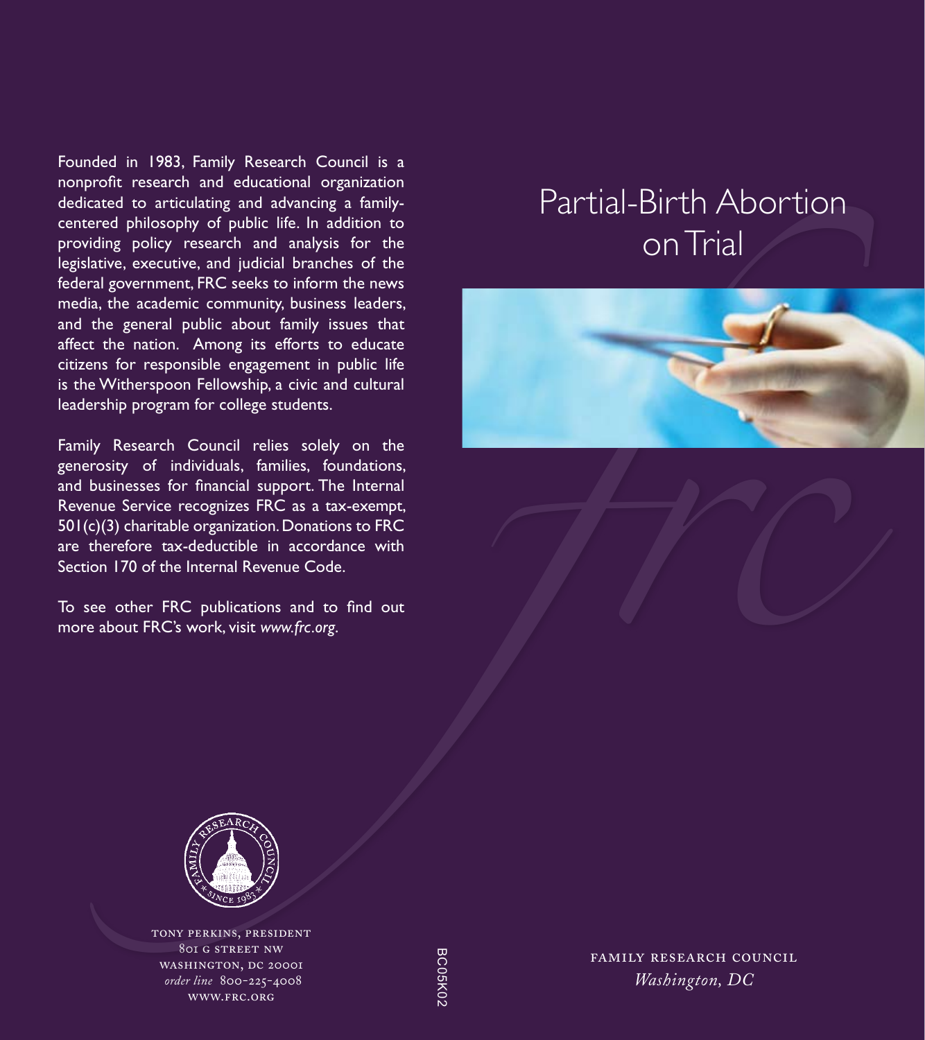# Partial-Birth Abortion on Trial

Founded in 1983, Family Research Council is a nonprofit research and educational organization dedicated to articulating and advancing a family-centered philosophy of public life. In addition to providing policy research and analysis for the legislative, executive, and judicial branches of the federal government, FRC seeks to inform the news media, the academic community, business leaders, and the general public about family issues that affect the nation. Among its efforts to educate citizens for responsible engagement in public life is the Witherspoon Fellowship, a civic and cultural leadership program for college students.

Family Research Council relies solely on the generosity of individuals, families, foundations, and businesses for financial support. The Internal Revenue Service recognizes FRC as a tax-exempt, 501(c)(3) charitable organization. Donations to FRC are therefore tax-deductible in accordance with Section 170 of the Internal Revenue Code.

To see other FRC publications and to find out more about FRC's work, visit *www.frc.org*.

TONY PERKINS, PRESIDENT
801 G STREET NW
WASHINGTON, DC 20001
*order line* 800-225-4008
WWW.FRC.ORG

BC05K02

FAMILY RESEARCH COUNCIL
*Washington, DC*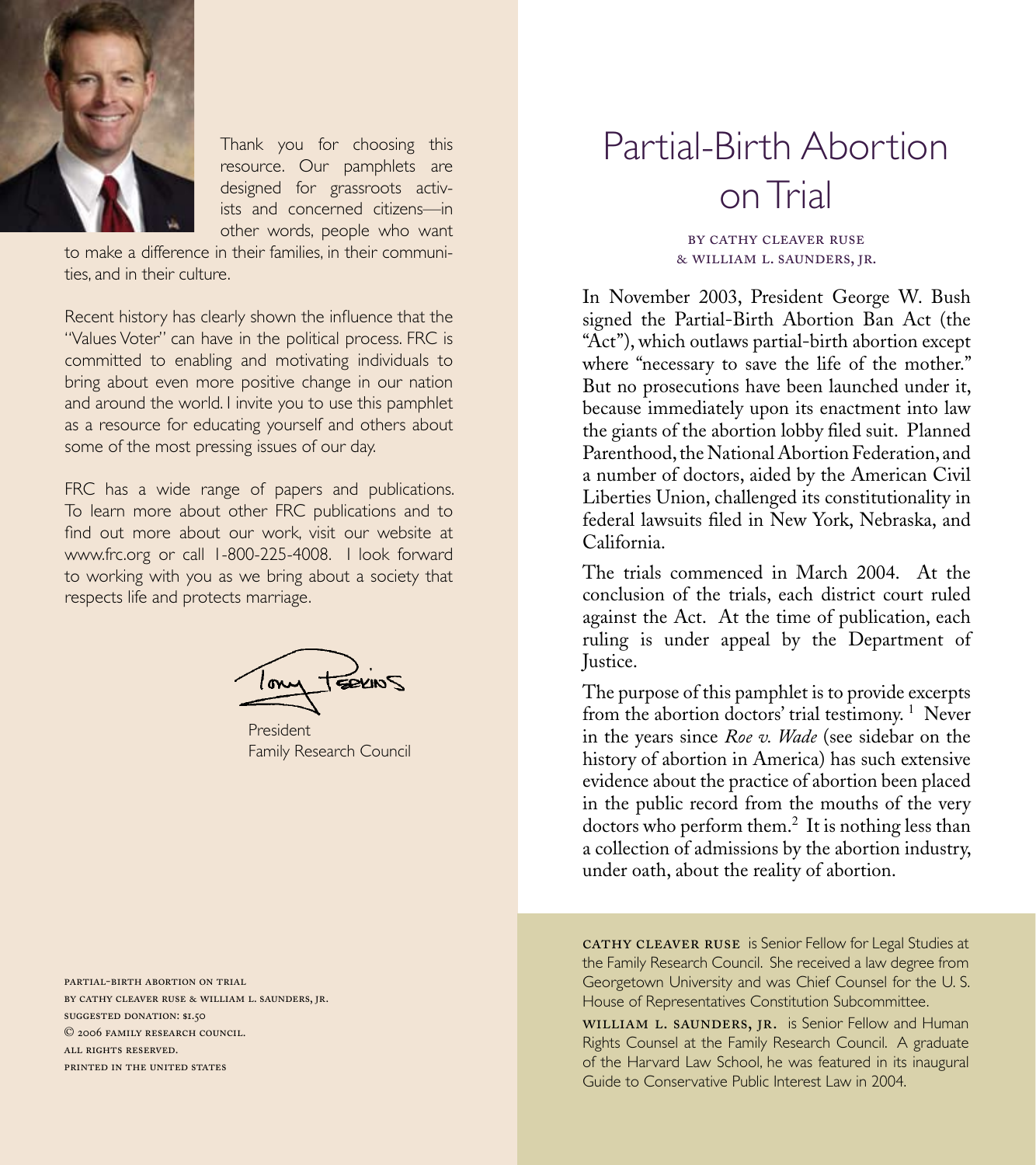Thank you for choosing this resource. Our pamphlets are designed for grassroots activists and concerned citizens—in other words, people who want to make a difference in their families, in their communities, and in their culture.

Recent history has clearly shown the influence that the "Values Voter" can have in the political process. FRC is committed to enabling and motivating individuals to bring about even more positive change in our nation and around the world. I invite you to use this pamphlet as a resource for educating yourself and others about some of the most pressing issues of our day.

FRC has a wide range of papers and publications. To learn more about other FRC publications and to find out more about our work, visit our website at www.frc.org or call 1-800-225-4008. I look forward to working with you as we bring about a society that respects life and protects marriage.

Tony Perkins

President
Family Research Council

PARTIAL-BIRTH ABORTION ON TRIAL
BY CATHY CLEAVER RUSE & WILLIAM L. SAUNDERS, JR.
SUGGESTED DONATION: $1.50
© 2006 FAMILY RESEARCH COUNCIL.
ALL RIGHTS RESERVED.
PRINTED IN THE UNITED STATES

# Partial-Birth Abortion on Trial

BY CATHY CLEAVER RUSE
& WILLIAM L. SAUNDERS, JR.

In November 2003, President George W. Bush signed the Partial-Birth Abortion Ban Act (the "Act"), which outlaws partial-birth abortion except where "necessary to save the life of the mother." But no prosecutions have been launched under it, because immediately upon its enactment into law the giants of the abortion lobby filed suit. Planned Parenthood, the National Abortion Federation, and a number of doctors, aided by the American Civil Liberties Union, challenged its constitutionality in federal lawsuits filed in New York, Nebraska, and California.

The trials commenced in March 2004. At the conclusion of the trials, each district court ruled against the Act. At the time of publication, each ruling is under appeal by the Department of Justice.

The purpose of this pamphlet is to provide excerpts from the abortion doctors' trial testimony. [1] Never in the years since *Roe v. Wade* (see sidebar on the history of abortion in America) has such extensive evidence about the practice of abortion been placed in the public record from the mouths of the very doctors who perform them.[2] It is nothing less than a collection of admissions by the abortion industry, under oath, about the reality of abortion.

**CATHY CLEAVER RUSE** is Senior Fellow for Legal Studies at the Family Research Council. She received a law degree from Georgetown University and was Chief Counsel for the U. S. House of Representatives Constitution Subcommittee.

**WILLIAM L. SAUNDERS, JR.** is Senior Fellow and Human Rights Counsel at the Family Research Council. A graduate of the Harvard Law School, he was featured in its inaugural Guide to Conservative Public Interest Law in 2004.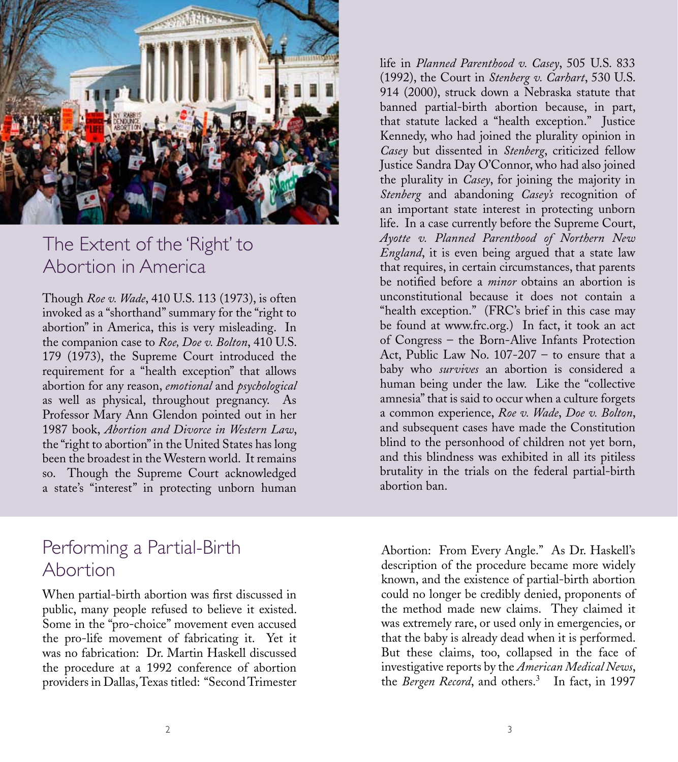## The Extent of the 'Right' to Abortion in America

Though *Roe v. Wade*, 410 U.S. 113 (1973), is often invoked as a "shorthand" summary for the "right to abortion" in America, this is very misleading. In the companion case to *Roe, Doe v. Bolton*, 410 U.S. 179 (1973), the Supreme Court introduced the requirement for a "health exception" that allows abortion for any reason, *emotional* and *psychological* as well as physical, throughout pregnancy. As Professor Mary Ann Glendon pointed out in her 1987 book, *Abortion and Divorce in Western Law*, the "right to abortion" in the United States has long been the broadest in the Western world. It remains so. Though the Supreme Court acknowledged a state's "interest" in protecting unborn human life in *Planned Parenthood v. Casey*, 505 U.S. 833 (1992), the Court in *Stenberg v. Carhart*, 530 U.S. 914 (2000), struck down a Nebraska statute that banned partial-birth abortion because, in part, that statute lacked a "health exception." Justice Kennedy, who had joined the plurality opinion in *Casey* but dissented in *Stenberg*, criticized fellow Justice Sandra Day O'Connor, who had also joined the plurality in *Casey*, for joining the majority in *Stenberg* and abandoning *Casey's* recognition of an important state interest in protecting unborn life. In a case currently before the Supreme Court, *Ayotte v. Planned Parenthood of Northern New England*, it is even being argued that a state law that requires, in certain circumstances, that parents be notified before a *minor* obtains an abortion is unconstitutional because it does not contain a "health exception." (FRC's brief in this case may be found at www.frc.org.) In fact, it took an act of Congress – the Born-Alive Infants Protection Act, Public Law No. 107-207 – to ensure that a baby who *survives* an abortion is considered a human being under the law. Like the "collective amnesia" that is said to occur when a culture forgets a common experience, *Roe v. Wade*, *Doe v. Bolton*, and subsequent cases have made the Constitution blind to the personhood of children not yet born, and this blindness was exhibited in all its pitiless brutality in the trials on the federal partial-birth abortion ban.

## Performing a Partial-Birth Abortion

When partial-birth abortion was first discussed in public, many people refused to believe it existed. Some in the "pro-choice" movement even accused the pro-life movement of fabricating it. Yet it was no fabrication: Dr. Martin Haskell discussed the procedure at a 1992 conference of abortion providers in Dallas, Texas titled: "Second Trimester Abortion: From Every Angle." As Dr. Haskell's description of the procedure became more widely known, and the existence of partial-birth abortion could no longer be credibly denied, proponents of the method made new claims. They claimed it was extremely rare, or used only in emergencies, or that the baby is already dead when it is performed. But these claims, too, collapsed in the face of investigative reports by the *American Medical News*, the *Bergen Record*, and others.[3] In fact, in 1997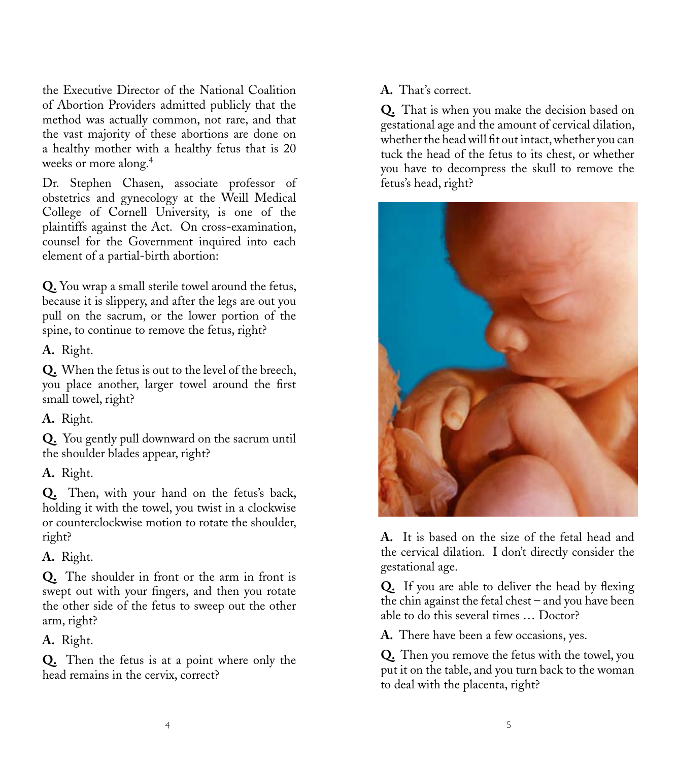the Executive Director of the National Coalition of Abortion Providers admitted publicly that the method was actually common, not rare, and that the vast majority of these abortions are done on a healthy mother with a healthy fetus that is 20 weeks or more along.[4]

Dr. Stephen Chasen, associate professor of obstetrics and gynecology at the Weill Medical College of Cornell University, is one of the plaintiffs against the Act. On cross-examination, counsel for the Government inquired into each element of a partial-birth abortion:

**Q.** You wrap a small sterile towel around the fetus, because it is slippery, and after the legs are out you pull on the sacrum, or the lower portion of the spine, to continue to remove the fetus, right?

**A.** Right.

**Q.** When the fetus is out to the level of the breech, you place another, larger towel around the first small towel, right?

**A.** Right.

**Q.** You gently pull downward on the sacrum until the shoulder blades appear, right?

**A.** Right.

**Q.** Then, with your hand on the fetus's back, holding it with the towel, you twist in a clockwise or counterclockwise motion to rotate the shoulder, right?

**A.** Right.

**Q.** The shoulder in front or the arm in front is swept out with your fingers, and then you rotate the other side of the fetus to sweep out the other arm, right?

**A.** Right.

**Q.** Then the fetus is at a point where only the head remains in the cervix, correct?

**A.** That's correct.

**Q.** That is when you make the decision based on gestational age and the amount of cervical dilation, whether the head will fit out intact, whether you can tuck the head of the fetus to its chest, or whether you have to decompress the skull to remove the fetus's head, right?

**A.** It is based on the size of the fetal head and the cervical dilation. I don't directly consider the gestational age.

**Q.** If you are able to deliver the head by flexing the chin against the fetal chest – and you have been able to do this several times … Doctor?

**A.** There have been a few occasions, yes.

**Q.** Then you remove the fetus with the towel, you put it on the table, and you turn back to the woman to deal with the placenta, right?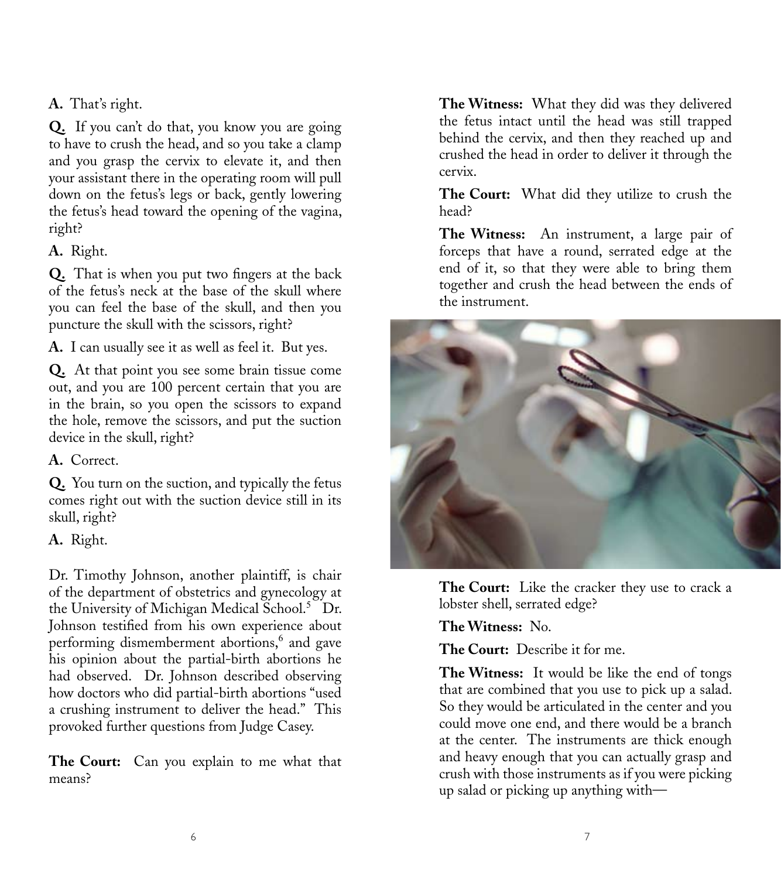**A.** That's right.

**Q.** If you can't do that, you know you are going to have to crush the head, and so you take a clamp and you grasp the cervix to elevate it, and then your assistant there in the operating room will pull down on the fetus's legs or back, gently lowering the fetus's head toward the opening of the vagina, right?

**A.** Right.

**Q.** That is when you put two fingers at the back of the fetus's neck at the base of the skull where you can feel the base of the skull, and then you puncture the skull with the scissors, right?

**A.** I can usually see it as well as feel it. But yes.

**Q.** At that point you see some brain tissue come out, and you are 100 percent certain that you are in the brain, so you open the scissors to expand the hole, remove the scissors, and put the suction device in the skull, right?

**A.** Correct.

**Q.** You turn on the suction, and typically the fetus comes right out with the suction device still in its skull, right?

**A.** Right.

Dr. Timothy Johnson, another plaintiff, is chair of the department of obstetrics and gynecology at the University of Michigan Medical School.[5] Dr. Johnson testified from his own experience about performing dismemberment abortions,[6] and gave his opinion about the partial-birth abortions he had observed. Dr. Johnson described observing how doctors who did partial-birth abortions "used a crushing instrument to deliver the head." This provoked further questions from Judge Casey.

**The Court:** Can you explain to me what that means?

**The Witness:** What they did was they delivered the fetus intact until the head was still trapped behind the cervix, and then they reached up and crushed the head in order to deliver it through the cervix.

**The Court:** What did they utilize to crush the head?

**The Witness:** An instrument, a large pair of forceps that have a round, serrated edge at the end of it, so that they were able to bring them together and crush the head between the ends of the instrument.

**The Court:** Like the cracker they use to crack a lobster shell, serrated edge?

**The Witness:** No.

**The Court:** Describe it for me.

**The Witness:** It would be like the end of tongs that are combined that you use to pick up a salad. So they would be articulated in the center and you could move one end, and there would be a branch at the center. The instruments are thick enough and heavy enough that you can actually grasp and crush with those instruments as if you were picking up salad or picking up anything with—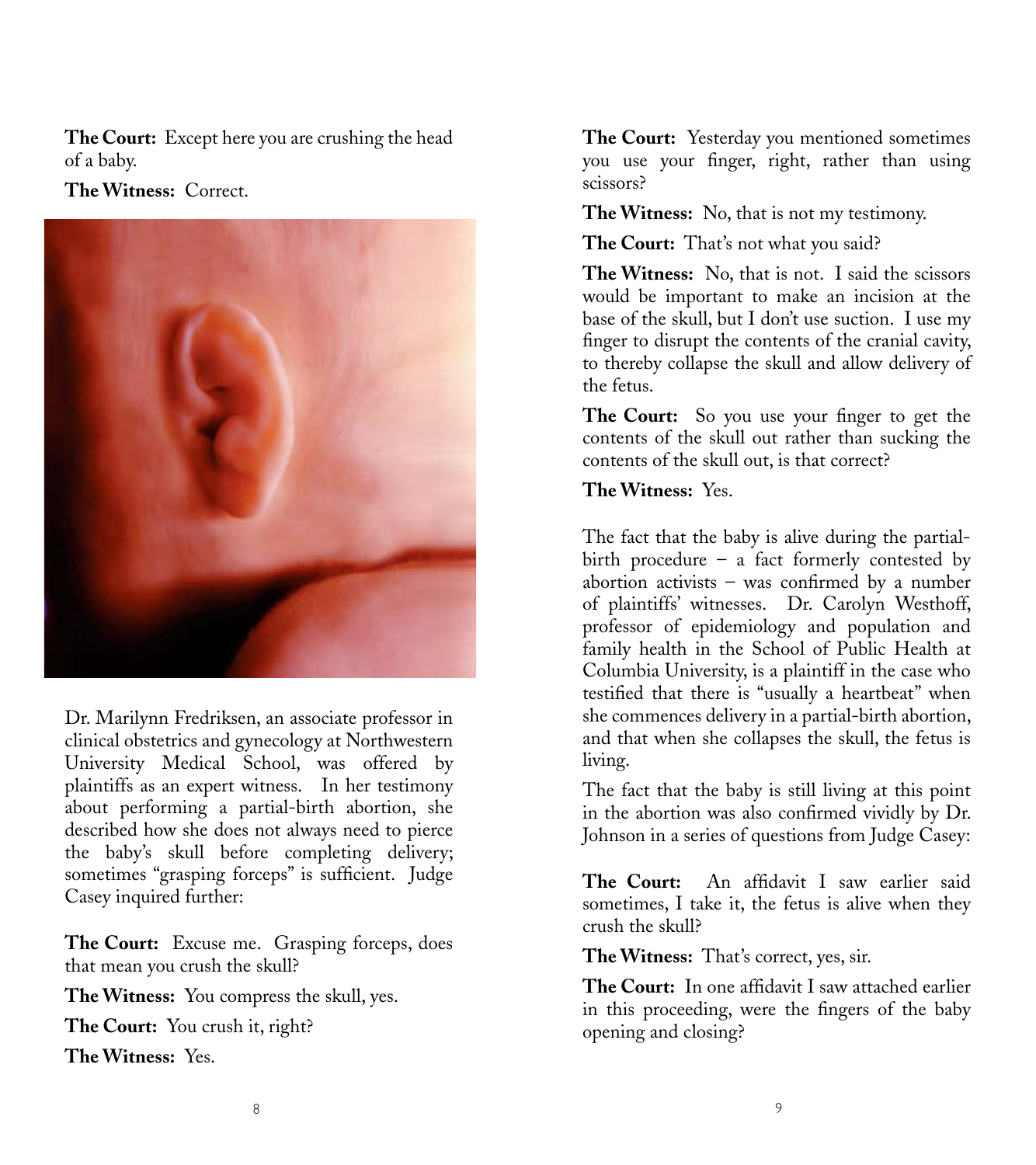**The Court:** Except here you are crushing the head of a baby.

**The Witness:** Correct.

Dr. Marilynn Fredriksen, an associate professor in clinical obstetrics and gynecology at Northwestern University Medical School, was offered by plaintiffs as an expert witness. In her testimony about performing a partial-birth abortion, she described how she does not always need to pierce the baby's skull before completing delivery; sometimes "grasping forceps" is sufficient. Judge Casey inquired further:

**The Court:** Excuse me. Grasping forceps, does that mean you crush the skull?

**The Witness:** You compress the skull, yes.

**The Court:** You crush it, right?

**The Witness:** Yes.

**The Court:** Yesterday you mentioned sometimes you use your finger, right, rather than using scissors?

**The Witness:** No, that is not my testimony.

**The Court:** That's not what you said?

**The Witness:** No, that is not. I said the scissors would be important to make an incision at the base of the skull, but I don't use suction. I use my finger to disrupt the contents of the cranial cavity, to thereby collapse the skull and allow delivery of the fetus.

**The Court:** So you use your finger to get the contents of the skull out rather than sucking the contents of the skull out, is that correct?

**The Witness:** Yes.

The fact that the baby is alive during the partial-birth procedure – a fact formerly contested by abortion activists – was confirmed by a number of plaintiffs' witnesses. Dr. Carolyn Westhoff, professor of epidemiology and population and family health in the School of Public Health at Columbia University, is a plaintiff in the case who testified that there is "usually a heartbeat" when she commences delivery in a partial-birth abortion, and that when she collapses the skull, the fetus is living.

The fact that the baby is still living at this point in the abortion was also confirmed vividly by Dr. Johnson in a series of questions from Judge Casey:

**The Court:** An affidavit I saw earlier said sometimes, I take it, the fetus is alive when they crush the skull?

**The Witness:** That's correct, yes, sir.

**The Court:** In one affidavit I saw attached earlier in this proceeding, were the fingers of the baby opening and closing?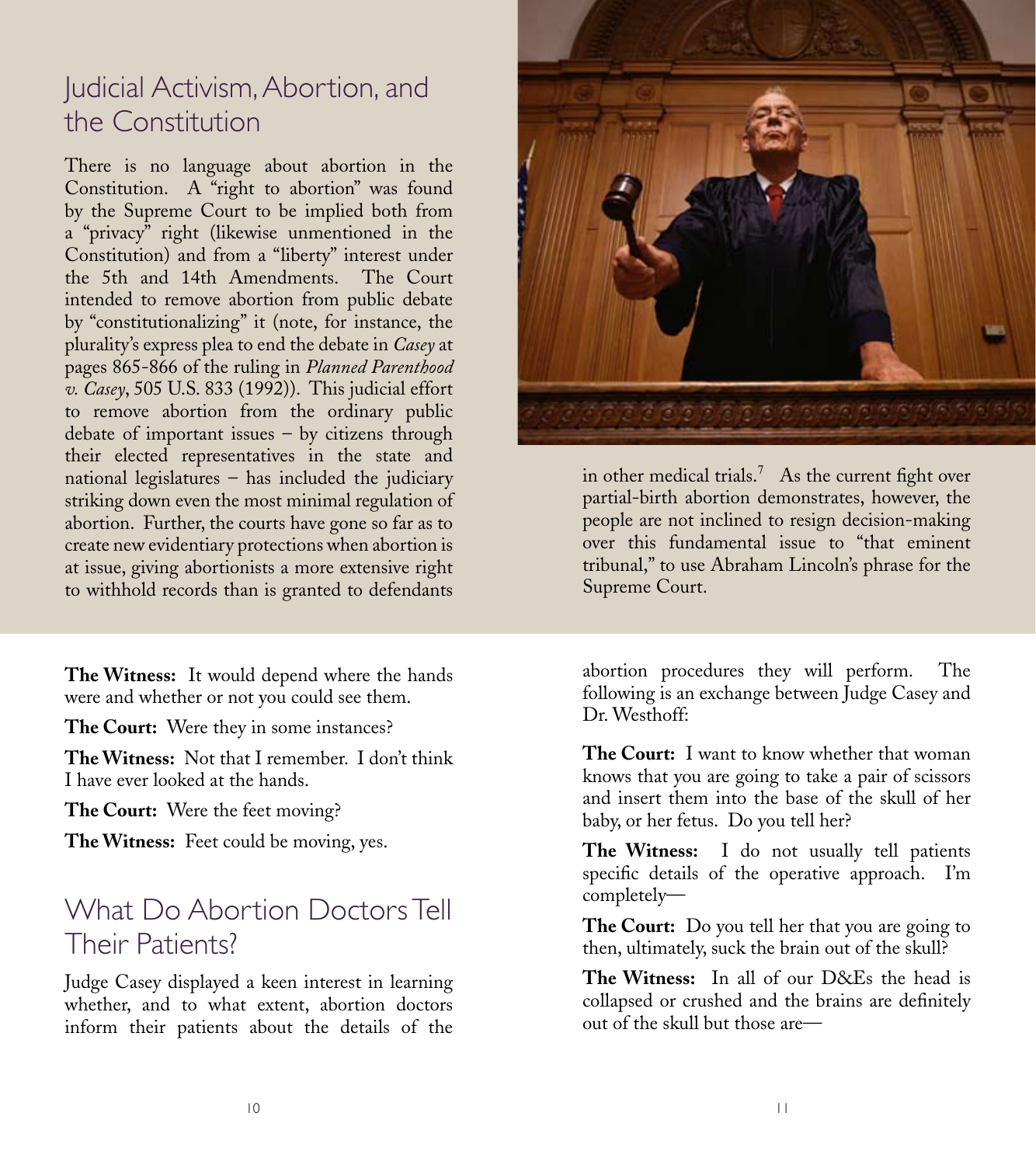## Judicial Activism, Abortion, and the Constitution

There is no language about abortion in the Constitution. A "right to abortion" was found by the Supreme Court to be implied both from a "privacy" right (likewise unmentioned in the Constitution) and from a "liberty" interest under the 5th and 14th Amendments. The Court intended to remove abortion from public debate by "constitutionalizing" it (note, for instance, the plurality's express plea to end the debate in *Casey* at pages 865-866 of the ruling in *Planned Parenthood v. Casey*, 505 U.S. 833 (1992)). This judicial effort to remove abortion from the ordinary public debate of important issues – by citizens through their elected representatives in the state and national legislatures – has included the judiciary striking down even the most minimal regulation of abortion. Further, the courts have gone so far as to create new evidentiary protections when abortion is at issue, giving abortionists a more extensive right to withhold records than is granted to defendants in other medical trials.[7] As the current fight over partial-birth abortion demonstrates, however, the people are not inclined to resign decision-making over this fundamental issue to "that eminent tribunal," to use Abraham Lincoln's phrase for the Supreme Court.

**The Witness:** It would depend where the hands were and whether or not you could see them.

**The Court:** Were they in some instances?

**The Witness:** Not that I remember. I don't think I have ever looked at the hands.

**The Court:** Were the feet moving?

**The Witness:** Feet could be moving, yes.

## What Do Abortion Doctors Tell Their Patients?

Judge Casey displayed a keen interest in learning whether, and to what extent, abortion doctors inform their patients about the details of the abortion procedures they will perform. The following is an exchange between Judge Casey and Dr. Westhoff:

**The Court:** I want to know whether that woman knows that you are going to take a pair of scissors and insert them into the base of the skull of her baby, or her fetus. Do you tell her?

**The Witness:** I do not usually tell patients specific details of the operative approach. I'm completely—

**The Court:** Do you tell her that you are going to then, ultimately, suck the brain out of the skull?

**The Witness:** In all of our D&Es the head is collapsed or crushed and the brains are definitely out of the skull but those are—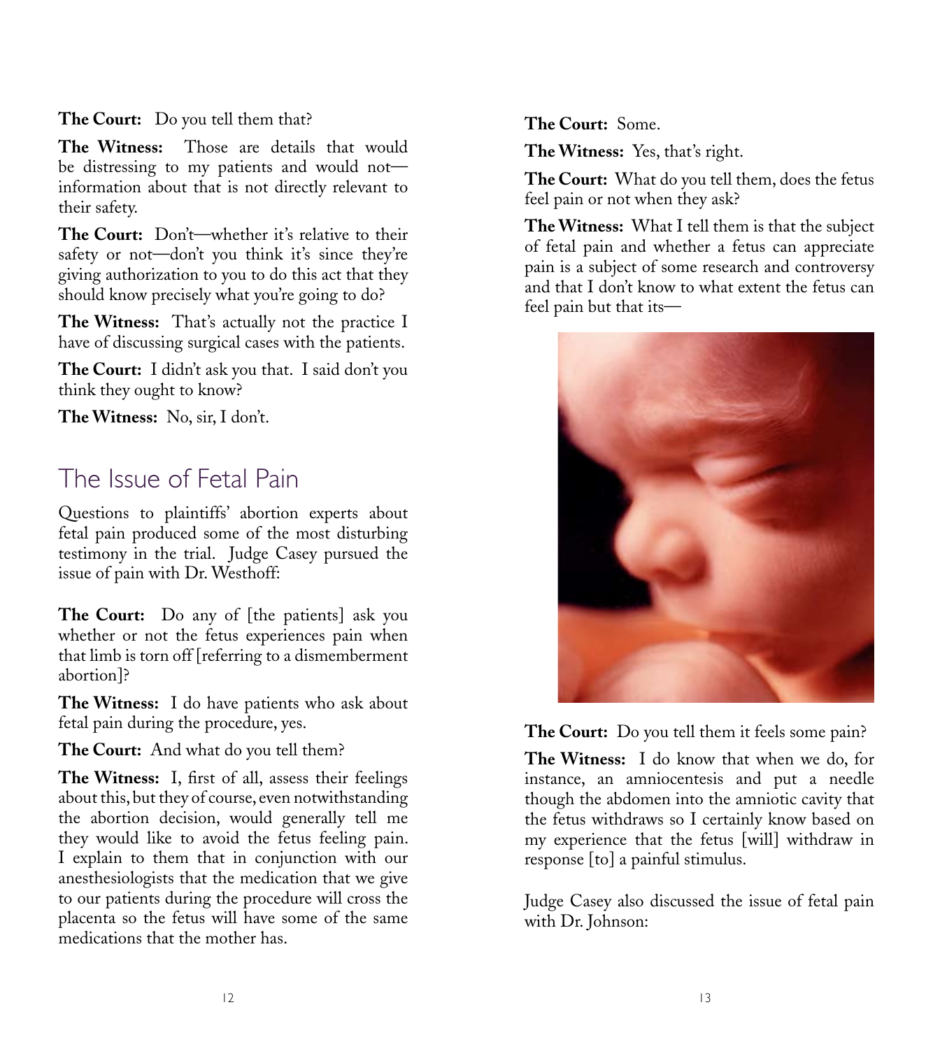**The Court:** Do you tell them that?

**The Witness:** Those are details that would be distressing to my patients and would not—information about that is not directly relevant to their safety.

**The Court:** Don't—whether it's relative to their safety or not—don't you think it's since they're giving authorization to you to do this act that they should know precisely what you're going to do?

**The Witness:** That's actually not the practice I have of discussing surgical cases with the patients.

**The Court:** I didn't ask you that. I said don't you think they ought to know?

**The Witness:** No, sir, I don't.

## The Issue of Fetal Pain

Questions to plaintiffs' abortion experts about fetal pain produced some of the most disturbing testimony in the trial. Judge Casey pursued the issue of pain with Dr. Westhoff:

**The Court:** Do any of [the patients] ask you whether or not the fetus experiences pain when that limb is torn off [referring to a dismemberment abortion]?

**The Witness:** I do have patients who ask about fetal pain during the procedure, yes.

**The Court:** And what do you tell them?

**The Witness:** I, first of all, assess their feelings about this, but they of course, even notwithstanding the abortion decision, would generally tell me they would like to avoid the fetus feeling pain. I explain to them that in conjunction with our anesthesiologists that the medication that we give to our patients during the procedure will cross the placenta so the fetus will have some of the same medications that the mother has.

**The Court:** Some.

**The Witness:** Yes, that's right.

**The Court:** What do you tell them, does the fetus feel pain or not when they ask?

**The Witness:** What I tell them is that the subject of fetal pain and whether a fetus can appreciate pain is a subject of some research and controversy and that I don't know to what extent the fetus can feel pain but that its—

**The Court:** Do you tell them it feels some pain?

**The Witness:** I do know that when we do, for instance, an amniocentesis and put a needle though the abdomen into the amniotic cavity that the fetus withdraws so I certainly know based on my experience that the fetus [will] withdraw in response [to] a painful stimulus.

Judge Casey also discussed the issue of fetal pain with Dr. Johnson: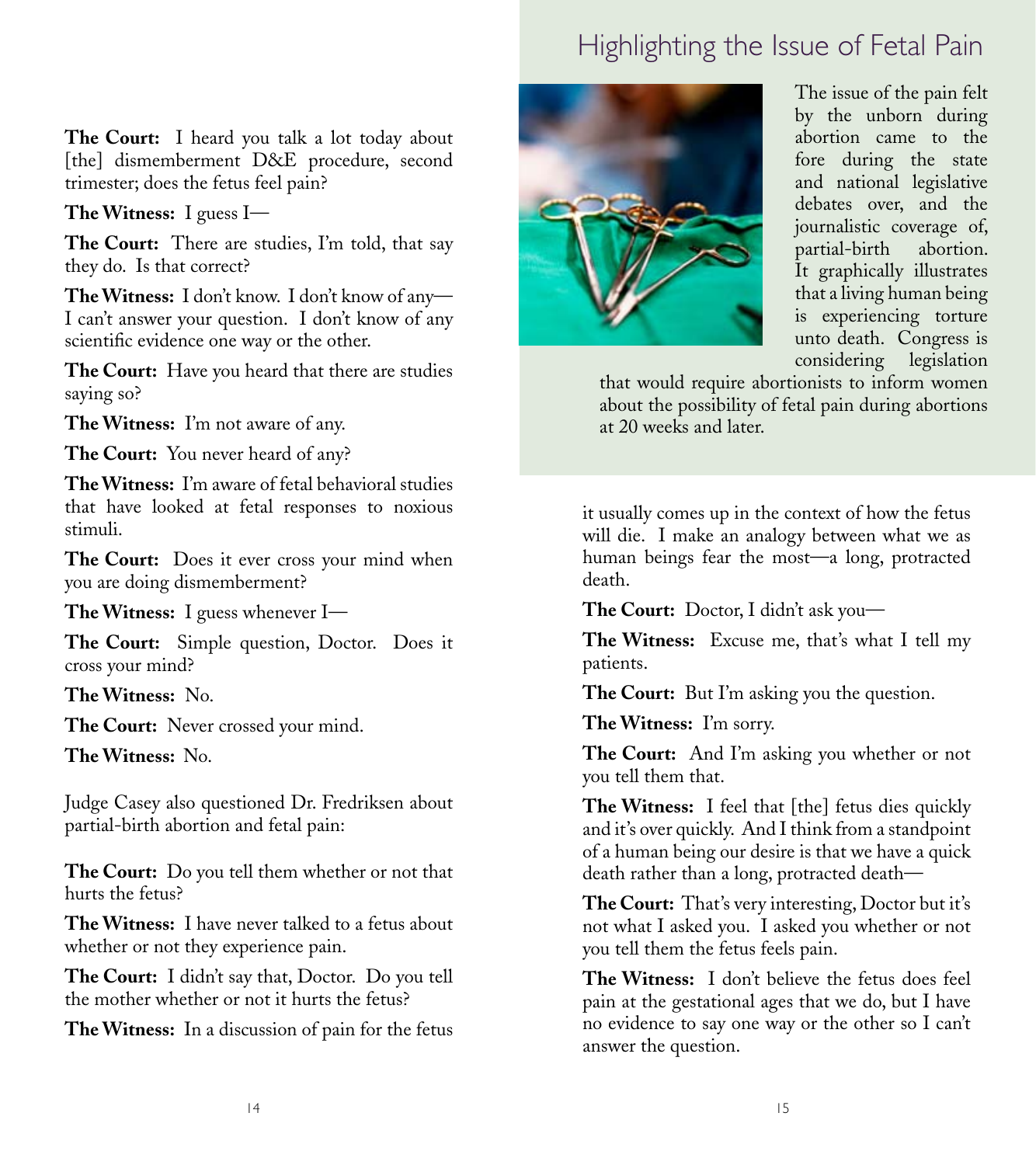**The Court:** I heard you talk a lot today about [the] dismemberment D&E procedure, second trimester; does the fetus feel pain?

**The Witness:** I guess I—

**The Court:** There are studies, I'm told, that say they do. Is that correct?

**The Witness:** I don't know. I don't know of any— I can't answer your question. I don't know of any scientific evidence one way or the other.

**The Court:** Have you heard that there are studies saying so?

**The Witness:** I'm not aware of any.

**The Court:** You never heard of any?

**The Witness:** I'm aware of fetal behavioral studies that have looked at fetal responses to noxious stimuli.

**The Court:** Does it ever cross your mind when you are doing dismemberment?

**The Witness:** I guess whenever I—

**The Court:** Simple question, Doctor. Does it cross your mind?

**The Witness:** No.

**The Court:** Never crossed your mind.

**The Witness:** No.

Judge Casey also questioned Dr. Fredriksen about partial-birth abortion and fetal pain:

**The Court:** Do you tell them whether or not that hurts the fetus?

**The Witness:** I have never talked to a fetus about whether or not they experience pain.

**The Court:** I didn't say that, Doctor. Do you tell the mother whether or not it hurts the fetus?

**The Witness:** In a discussion of pain for the fetus it usually comes up in the context of how the fetus will die. I make an analogy between what we as human beings fear the most—a long, protracted death.

**The Court:** Doctor, I didn't ask you—

**The Witness:** Excuse me, that's what I tell my patients.

**The Court:** But I'm asking you the question.

**The Witness:** I'm sorry.

**The Court:** And I'm asking you whether or not you tell them that.

**The Witness:** I feel that [the] fetus dies quickly and it's over quickly. And I think from a standpoint of a human being our desire is that we have a quick death rather than a long, protracted death—

**The Court:** That's very interesting, Doctor but it's not what I asked you. I asked you whether or not you tell them the fetus feels pain.

**The Witness:** I don't believe the fetus does feel pain at the gestational ages that we do, but I have no evidence to say one way or the other so I can't answer the question.

## Highlighting the Issue of Fetal Pain

The issue of the pain felt by the unborn during abortion came to the fore during the state and national legislative debates over, and the journalistic coverage of, partial-birth abortion. It graphically illustrates that a living human being is experiencing torture unto death. Congress is considering legislation that would require abortionists to inform women about the possibility of fetal pain during abortions at 20 weeks and later.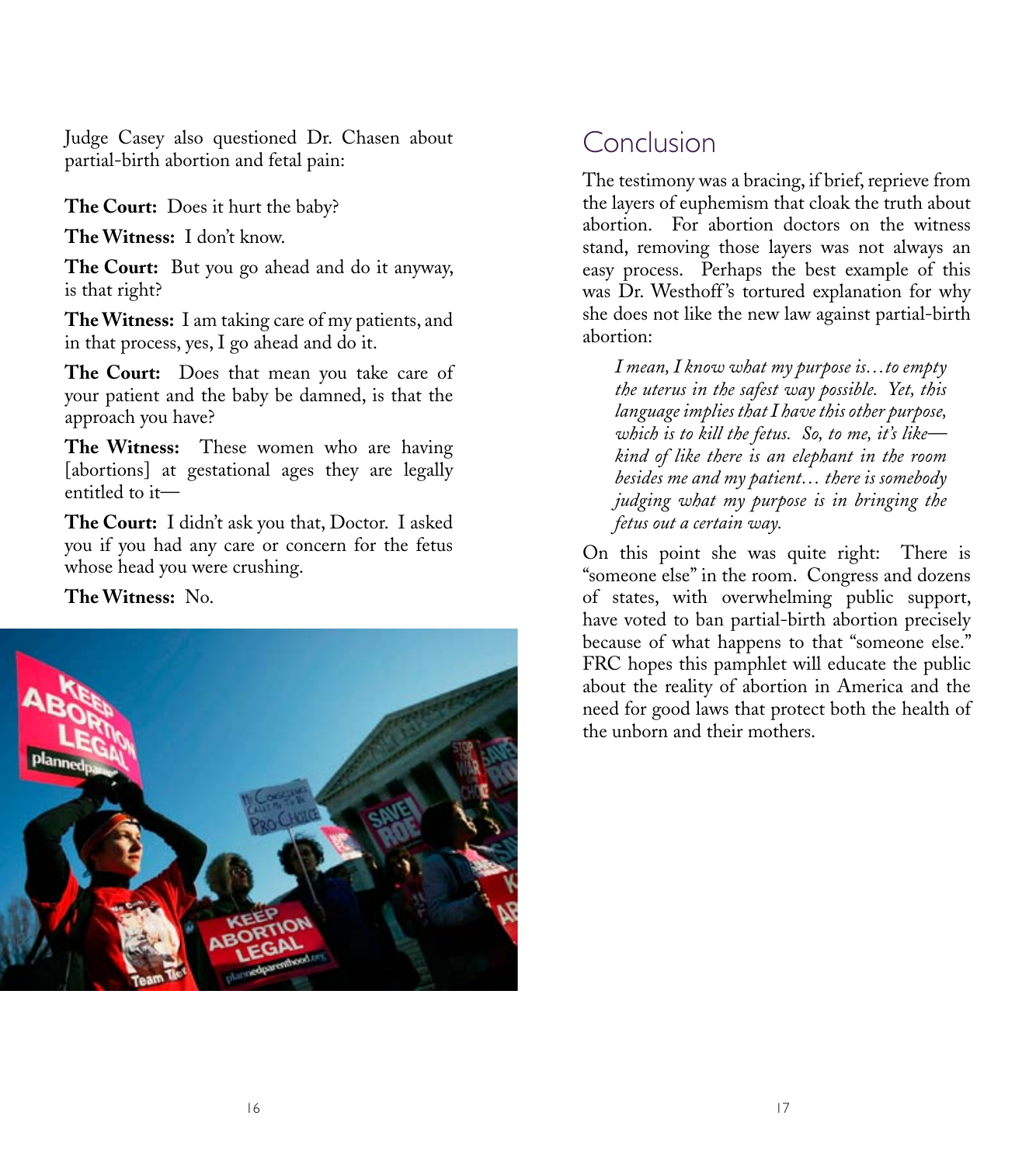Judge Casey also questioned Dr. Chasen about partial-birth abortion and fetal pain:

**The Court:** Does it hurt the baby?

**The Witness:** I don't know.

**The Court:** But you go ahead and do it anyway, is that right?

**The Witness:** I am taking care of my patients, and in that process, yes, I go ahead and do it.

**The Court:** Does that mean you take care of your patient and the baby be damned, is that the approach you have?

**The Witness:** These women who are having [abortions] at gestational ages they are legally entitled to it—

**The Court:** I didn't ask you that, Doctor. I asked you if you had any care or concern for the fetus whose head you were crushing.

**The Witness:** No.

## Conclusion

The testimony was a bracing, if brief, reprieve from the layers of euphemism that cloak the truth about abortion. For abortion doctors on the witness stand, removing those layers was not always an easy process. Perhaps the best example of this was Dr. Westhoff's tortured explanation for why she does not like the new law against partial-birth abortion:

> *I mean, I know what my purpose is…to empty the uterus in the safest way possible. Yet, this language implies that I have this other purpose, which is to kill the fetus. So, to me, it's like—kind of like there is an elephant in the room besides me and my patient… there is somebody judging what my purpose is in bringing the fetus out a certain way.*

On this point she was quite right: There is "someone else" in the room. Congress and dozens of states, with overwhelming public support, have voted to ban partial-birth abortion precisely because of what happens to that "someone else." FRC hopes this pamphlet will educate the public about the reality of abortion in America and the need for good laws that protect both the health of the unborn and their mothers.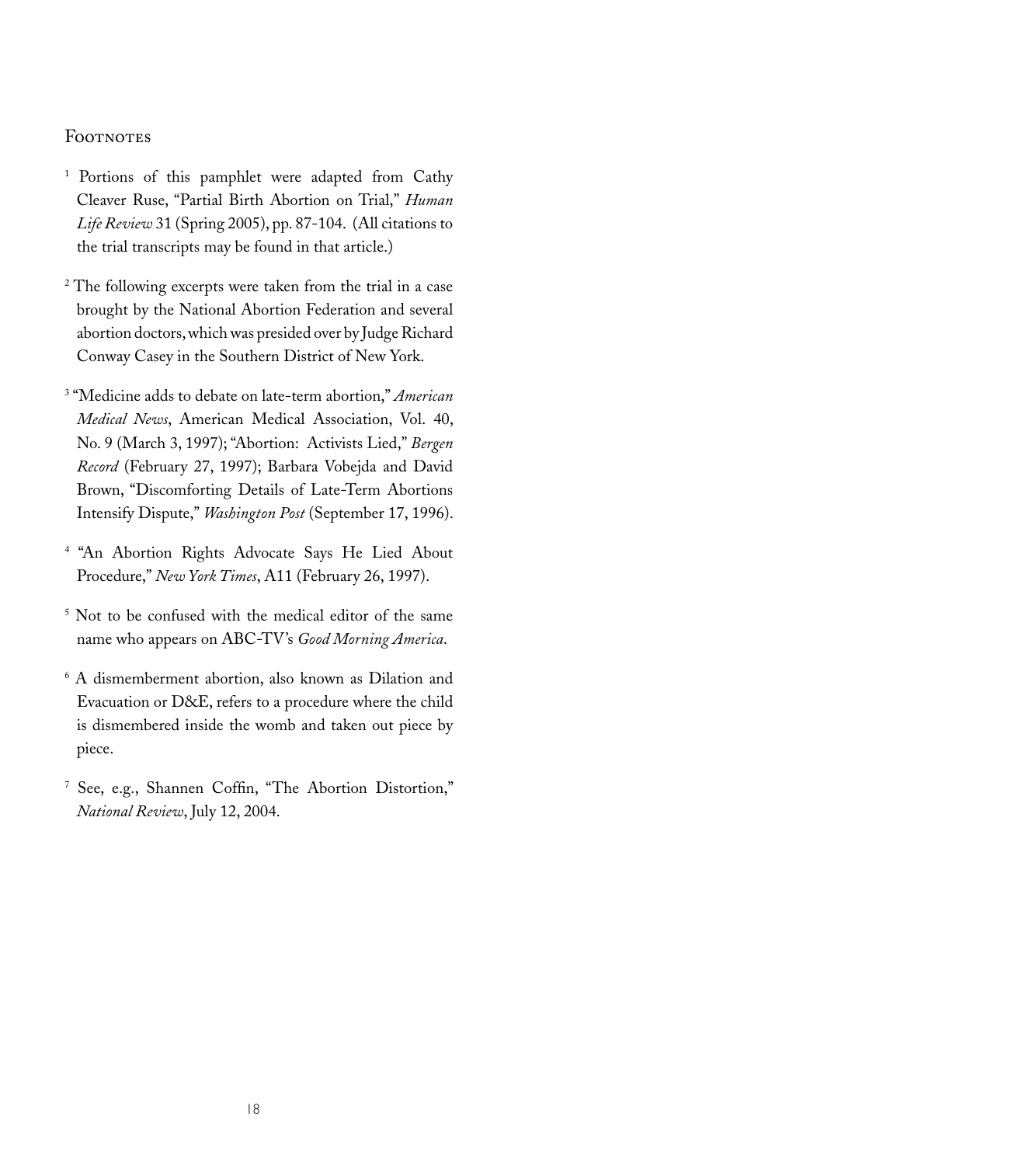## Footnotes

[1] Portions of this pamphlet were adapted from Cathy Cleaver Ruse, "Partial Birth Abortion on Trial," *Human Life Review* 31 (Spring 2005), pp. 87-104. (All citations to the trial transcripts may be found in that article.)

[2] The following excerpts were taken from the trial in a case brought by the National Abortion Federation and several abortion doctors, which was presided over by Judge Richard Conway Casey in the Southern District of New York.

[3] "Medicine adds to debate on late-term abortion," *American Medical News*, American Medical Association, Vol. 40, No. 9 (March 3, 1997); "Abortion: Activists Lied," *Bergen Record* (February 27, 1997); Barbara Vobejda and David Brown, "Discomforting Details of Late-Term Abortions Intensify Dispute," *Washington Post* (September 17, 1996).

[4] "An Abortion Rights Advocate Says He Lied About Procedure," *New York Times*, A11 (February 26, 1997).

[5] Not to be confused with the medical editor of the same name who appears on ABC-TV's *Good Morning America*.

[6] A dismemberment abortion, also known as Dilation and Evacuation or D&E, refers to a procedure where the child is dismembered inside the womb and taken out piece by piece.

[7] See, e.g., Shannen Coffin, "The Abortion Distortion," *National Review*, July 12, 2004.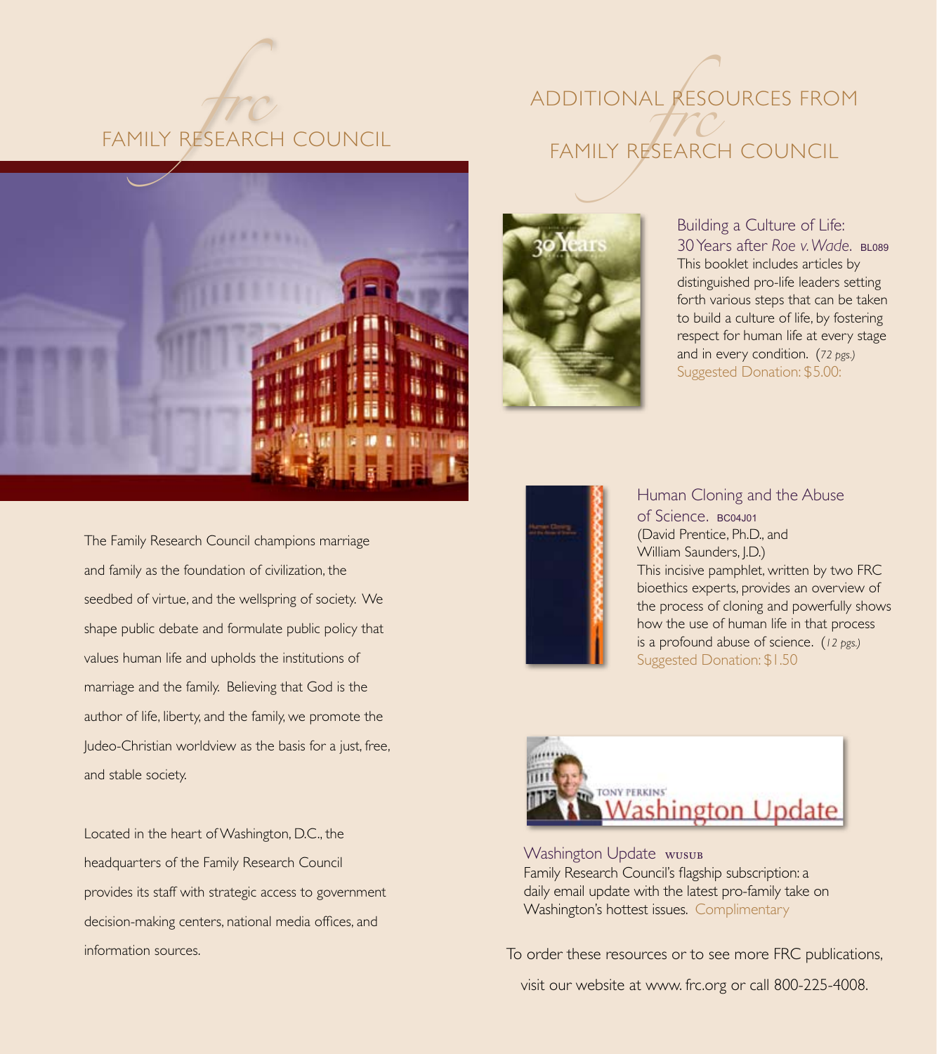# FAMILY RESEARCH COUNCIL

The Family Research Council champions marriage and family as the foundation of civilization, the seedbed of virtue, and the wellspring of society. We shape public debate and formulate public policy that values human life and upholds the institutions of marriage and the family. Believing that God is the author of life, liberty, and the family, we promote the Judeo-Christian worldview as the basis for a just, free, and stable society.

Located in the heart of Washington, D.C., the headquarters of the Family Research Council provides its staff with strategic access to government decision-making centers, national media offices, and information sources.

# ADDITIONAL RESOURCES FROM FAMILY RESEARCH COUNCIL

**Building a Culture of Life: 30 Years after *Roe v. Wade*.** BL089
This booklet includes articles by distinguished pro-life leaders setting forth various steps that can be taken to build a culture of life, by fostering respect for human life at every stage and in every condition. (*72 pgs.*)
Suggested Donation: $5.00:

**Human Cloning and the Abuse of Science.** BC04J01
(David Prentice, Ph.D., and William Saunders, J.D.)
This incisive pamphlet, written by two FRC bioethics experts, provides an overview of the process of cloning and powerfully shows how the use of human life in that process is a profound abuse of science. (*12 pgs.*)
Suggested Donation: $1.50

TONY PERKINS' Washington Update

**Washington Update** WUSUB
Family Research Council's flagship subscription: a daily email update with the latest pro-family take on Washington's hottest issues. Complimentary

To order these resources or to see more FRC publications, visit our website at www. frc.org or call 800-225-4008.